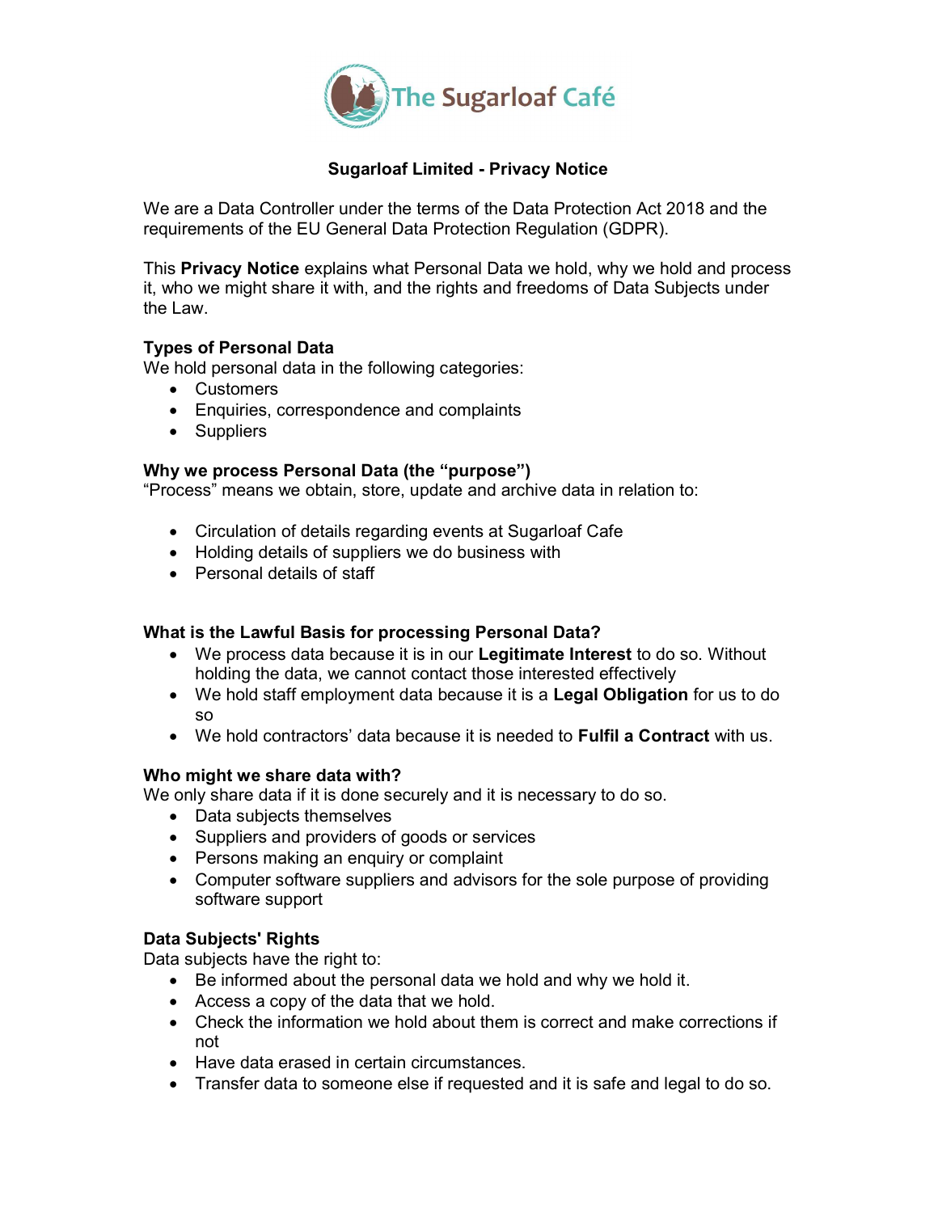The Sugarloaf Café

# Sugarloaf Limited - Privacy Notice

We are a Data Controller under the terms of the Data Protection Act 2018 and the requirements of the EU General Data Protection Regulation (GDPR).

This **Privacy Notice** explains what Personal Data we hold, why we hold and process it, who we might share it with, and the rights and freedoms of Data Subjects under the Law.

## Types of Personal Data

We hold personal data in the following categories:

- Customers
- Enquiries, correspondence and complaints
- Suppliers

## Why we process Personal Data (the "purpose")

"Process" means we obtain, store, update and archive data in relation to:

- Circulation of details regarding events at Sugarloaf Cafe
- Holding details of suppliers we do business with
- Personal details of staff

## What is the Lawful Basis for processing Personal Data?

- We process data because it is in our **Legitimate Interest** to do so. Without holding the data, we cannot contact those interested effectively
- We hold staff employment data because it is a **Legal Obligation** for us to do so
- We hold contractors' data because it is needed to **Fulfil a Contract** with us.

## Who might we share data with?

We only share data if it is done securely and it is necessary to do so.

- Data subjects themselves
- Suppliers and providers of goods or services
- Persons making an enquiry or complaint
- Computer software suppliers and advisors for the sole purpose of providing software support

## Data Subjects' Rights

Data subjects have the right to:

- Be informed about the personal data we hold and why we hold it.
- Access a copy of the data that we hold.
- Check the information we hold about them is correct and make corrections if not
- Have data erased in certain circumstances.
- Transfer data to someone else if requested and it is safe and legal to do so.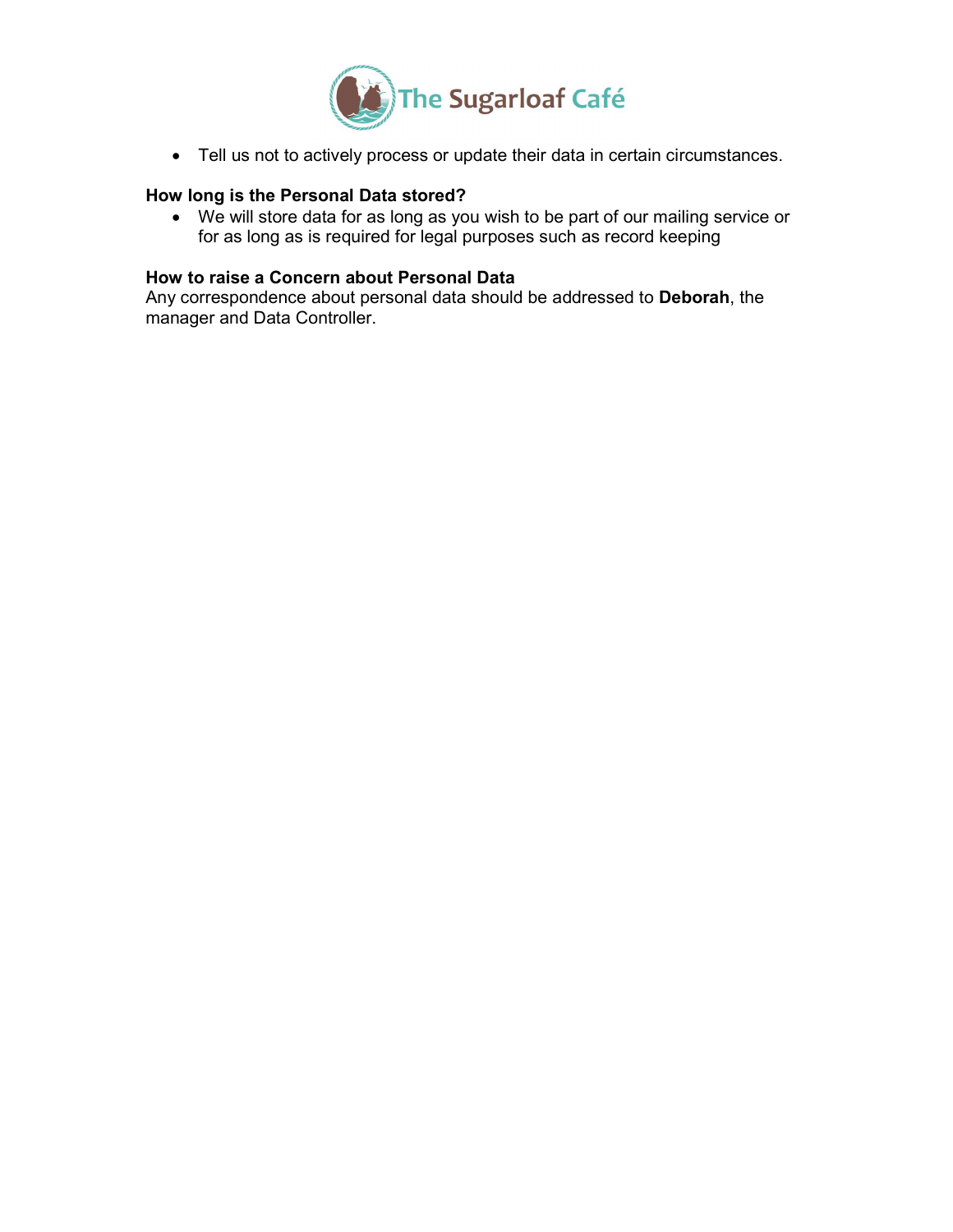- Tell us not to actively process or update their data in certain circumstances.

**How long is the Personal Data stored?**

- We will store data for as long as you wish to be part of our mailing service or for as long as is required for legal purposes such as record keeping

**How to raise a Concern about Personal Data**

Any correspondence about personal data should be addressed to **Deborah**, the manager and Data Controller.